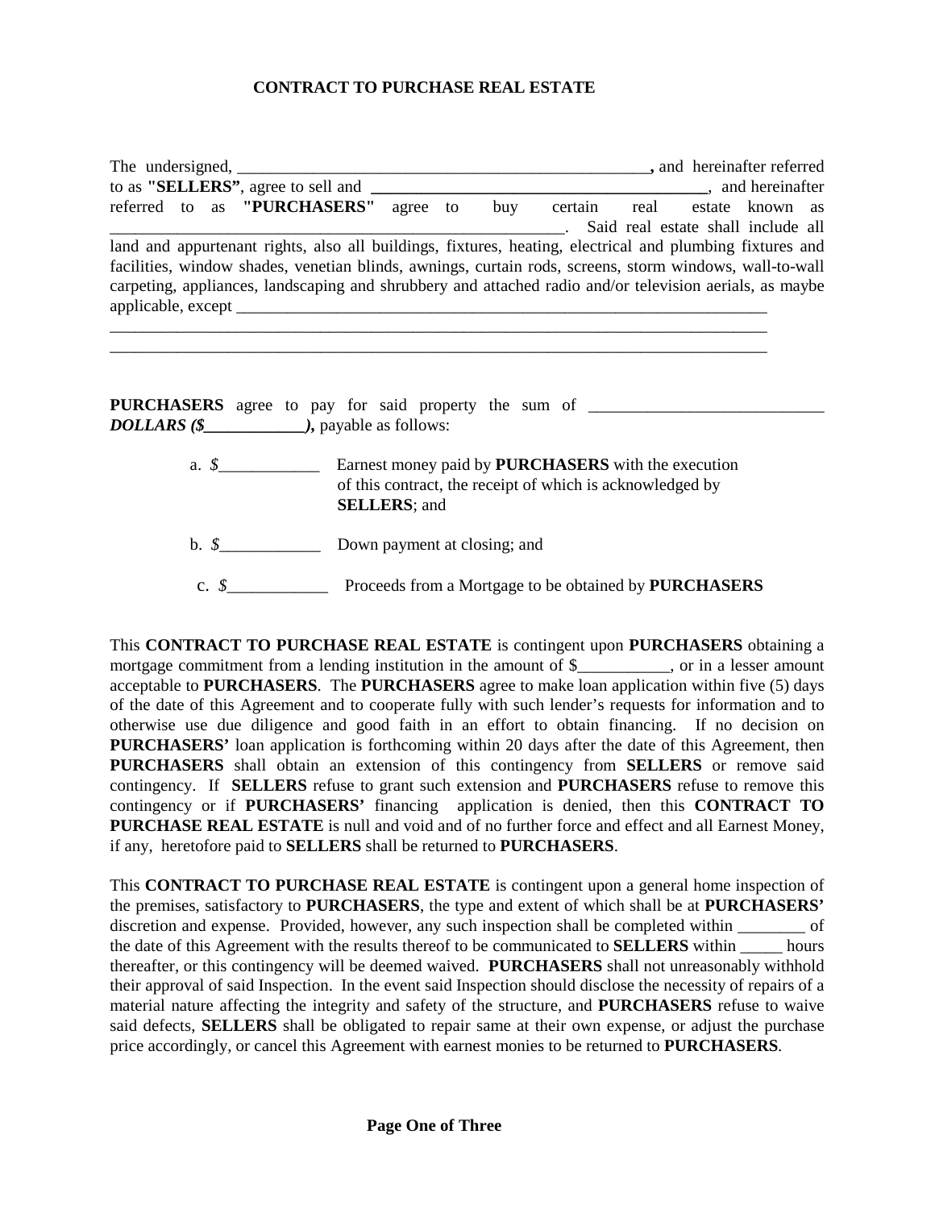# CONTRACT TO PURCHASE REAL ESTATE

The undersigned, ____________________________________________________**,** and hereinafter referred to as **"SELLERS"**, agree to sell and ________________________________________, and hereinafter referred to as **"PURCHASERS"** agree to buy certain real estate known as _________________________________________________________. Said real estate shall include all land and appurtenant rights, also all buildings, fixtures, heating, electrical and plumbing fixtures and facilities, window shades, venetian blinds, awnings, curtain rods, screens, storm windows, wall-to-wall carpeting, appliances, landscaping and shrubbery and attached radio and/or television aerials, as maybe applicable, except ____________________________________________________________________
_________________________________________________________________________________
_________________________________________________________________________________

**PURCHASERS** agree to pay for said property the sum of ____________________________ ***DOLLARS ($____________),*** payable as follows:

a. *$*____________ Earnest money paid by **PURCHASERS** with the execution of this contract, the receipt of which is acknowledged by **SELLERS**; and

b. *$*____________ Down payment at closing; and

c. *$*____________ Proceeds from a Mortgage to be obtained by **PURCHASERS**

This **CONTRACT TO PURCHASE REAL ESTATE** is contingent upon **PURCHASERS** obtaining a mortgage commitment from a lending institution in the amount of $___________, or in a lesser amount acceptable to **PURCHASERS**. The **PURCHASERS** agree to make loan application within five (5) days of the date of this Agreement and to cooperate fully with such lender's requests for information and to otherwise use due diligence and good faith in an effort to obtain financing. If no decision on **PURCHASERS'** loan application is forthcoming within 20 days after the date of this Agreement, then **PURCHASERS** shall obtain an extension of this contingency from **SELLERS** or remove said contingency. If **SELLERS** refuse to grant such extension and **PURCHASERS** refuse to remove this contingency or if **PURCHASERS'** financing application is denied, then this **CONTRACT TO PURCHASE REAL ESTATE** is null and void and of no further force and effect and all Earnest Money, if any, heretofore paid to **SELLERS** shall be returned to **PURCHASERS**.

This **CONTRACT TO PURCHASE REAL ESTATE** is contingent upon a general home inspection of the premises, satisfactory to **PURCHASERS**, the type and extent of which shall be at **PURCHASERS'** discretion and expense. Provided, however, any such inspection shall be completed within ________ of the date of this Agreement with the results thereof to be communicated to **SELLERS** within _____ hours thereafter, or this contingency will be deemed waived. **PURCHASERS** shall not unreasonably withhold their approval of said Inspection. In the event said Inspection should disclose the necessity of repairs of a material nature affecting the integrity and safety of the structure, and **PURCHASERS** refuse to waive said defects, **SELLERS** shall be obligated to repair same at their own expense, or adjust the purchase price accordingly, or cancel this Agreement with earnest monies to be returned to **PURCHASERS**.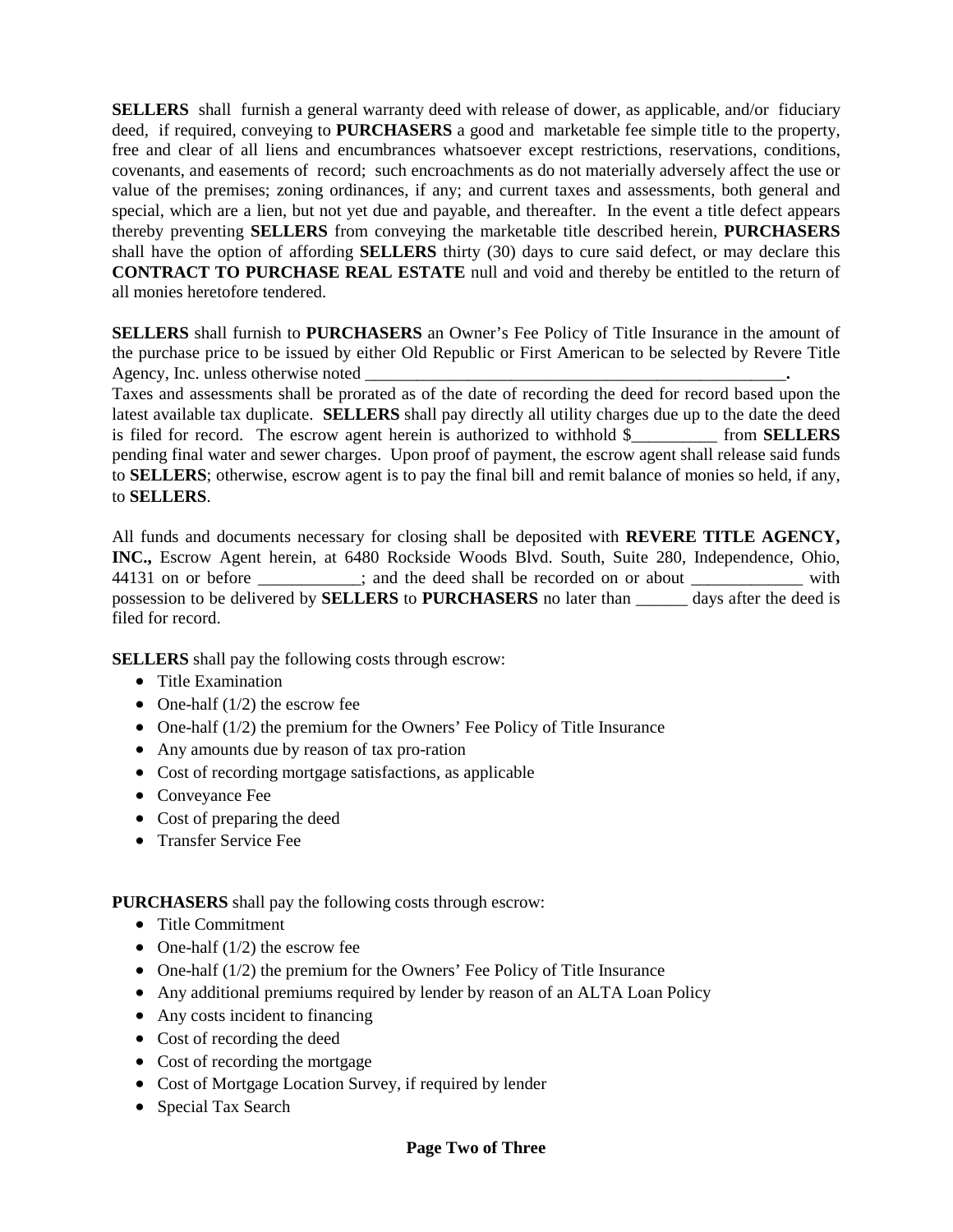**SELLERS** shall furnish a general warranty deed with release of dower, as applicable, and/or fiduciary deed, if required, conveying to **PURCHASERS** a good and marketable fee simple title to the property, free and clear of all liens and encumbrances whatsoever except restrictions, reservations, conditions, covenants, and easements of record; such encroachments as do not materially adversely affect the use or value of the premises; zoning ordinances, if any; and current taxes and assessments, both general and special, which are a lien, but not yet due and payable, and thereafter. In the event a title defect appears thereby preventing **SELLERS** from conveying the marketable title described herein, **PURCHASERS** shall have the option of affording **SELLERS** thirty (30) days to cure said defect, or may declare this **CONTRACT TO PURCHASE REAL ESTATE** null and void and thereby be entitled to the return of all monies heretofore tendered.

**SELLERS** shall furnish to **PURCHASERS** an Owner's Fee Policy of Title Insurance in the amount of the purchase price to be issued by either Old Republic or First American to be selected by Revere Title Agency, Inc. unless otherwise noted ____________________________________________________**.**
Taxes and assessments shall be prorated as of the date of recording the deed for record based upon the latest available tax duplicate. **SELLERS** shall pay directly all utility charges due up to the date the deed is filed for record. The escrow agent herein is authorized to withhold $__________ from **SELLERS** pending final water and sewer charges. Upon proof of payment, the escrow agent shall release said funds to **SELLERS**; otherwise, escrow agent is to pay the final bill and remit balance of monies so held, if any, to **SELLERS**.

All funds and documents necessary for closing shall be deposited with **REVERE TITLE AGENCY, INC.,** Escrow Agent herein, at 6480 Rockside Woods Blvd. South, Suite 280, Independence, Ohio, 44131 on or before ____________; and the deed shall be recorded on or about _____________ with possession to be delivered by **SELLERS** to **PURCHASERS** no later than ______ days after the deed is filed for record.

**SELLERS** shall pay the following costs through escrow:

- Title Examination
- One-half (1/2) the escrow fee
- One-half (1/2) the premium for the Owners' Fee Policy of Title Insurance
- Any amounts due by reason of tax pro-ration
- Cost of recording mortgage satisfactions, as applicable
- Conveyance Fee
- Cost of preparing the deed
- Transfer Service Fee

**PURCHASERS** shall pay the following costs through escrow:

- Title Commitment
- One-half (1/2) the escrow fee
- One-half (1/2) the premium for the Owners' Fee Policy of Title Insurance
- Any additional premiums required by lender by reason of an ALTA Loan Policy
- Any costs incident to financing
- Cost of recording the deed
- Cost of recording the mortgage
- Cost of Mortgage Location Survey, if required by lender
- Special Tax Search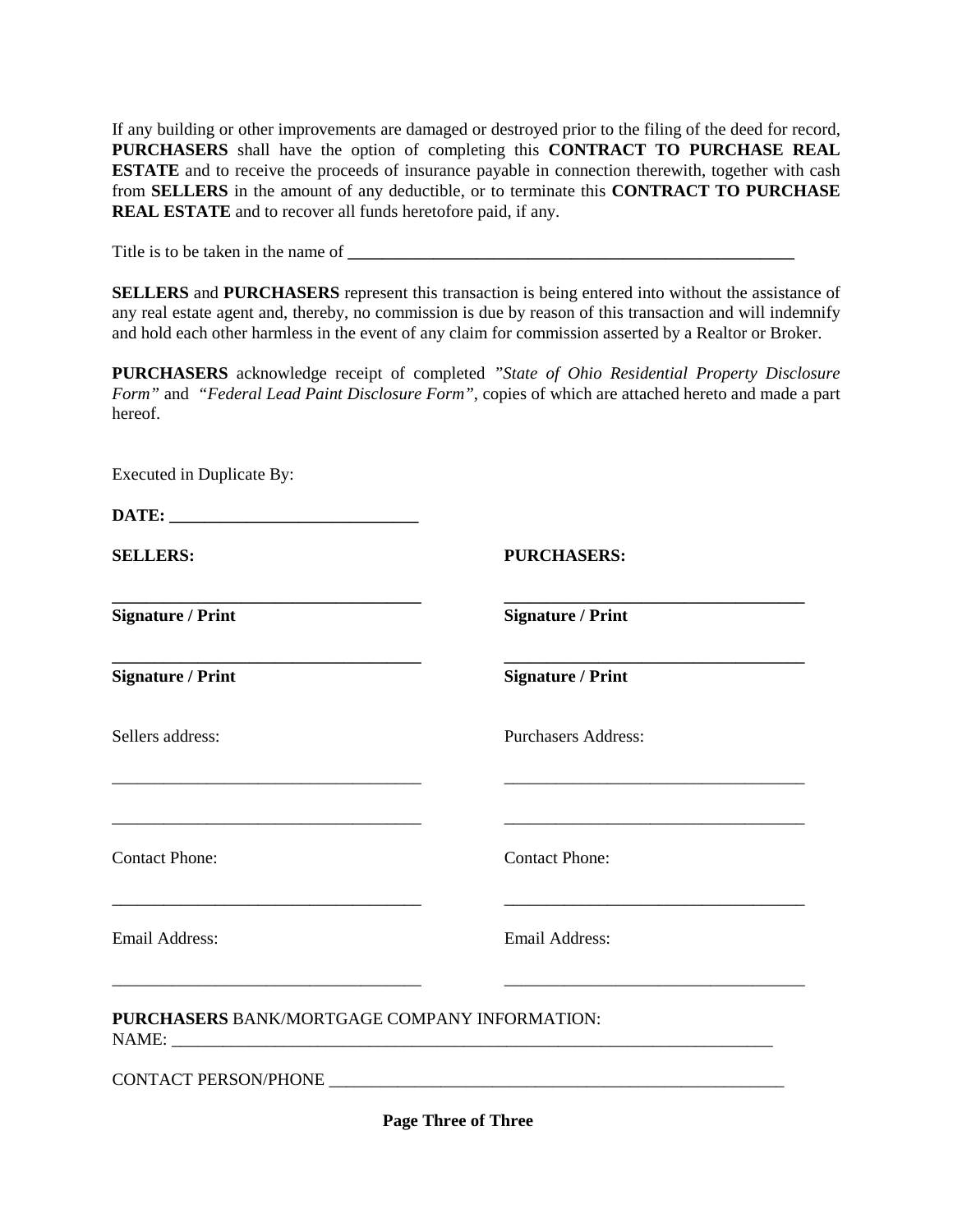If any building or other improvements are damaged or destroyed prior to the filing of the deed for record, **PURCHASERS** shall have the option of completing this **CONTRACT TO PURCHASE REAL ESTATE** and to receive the proceeds of insurance payable in connection therewith, together with cash from **SELLERS** in the amount of any deductible, or to terminate this **CONTRACT TO PURCHASE REAL ESTATE** and to recover all funds heretofore paid, if any.

Title is to be taken in the name of **________________________________________________________**

**SELLERS** and **PURCHASERS** represent this transaction is being entered into without the assistance of any real estate agent and, thereby, no commission is due by reason of this transaction and will indemnify and hold each other harmless in the event of any claim for commission asserted by a Realtor or Broker.

**PURCHASERS** acknowledge receipt of completed *"State of Ohio Residential Property Disclosure Form"* and *"Federal Lead Paint Disclosure Form"*, copies of which are attached hereto and made a part hereof.

Executed in Duplicate By:

**DATE: ______________________________**

| **SELLERS:** | **PURCHASERS:** |
| --- | --- |
| ______________________________________ | ______________________________________ |
| **Signature / Print** | **Signature / Print** |
| ______________________________________ | ______________________________________ |
| **Signature / Print** | **Signature / Print** |
| Sellers address: | Purchasers Address: |
| ______________________________________ | ______________________________________ |
| ______________________________________ | ______________________________________ |
| Contact Phone: | Contact Phone: |
| ______________________________________ | ______________________________________ |
| Email Address: | Email Address: |
| ______________________________________ | ______________________________________ |

**PURCHASERS** BANK/MORTGAGE COMPANY INFORMATION:
NAME: ___________________________________________________________________________

CONTACT PERSON/PHONE _________________________________________________________